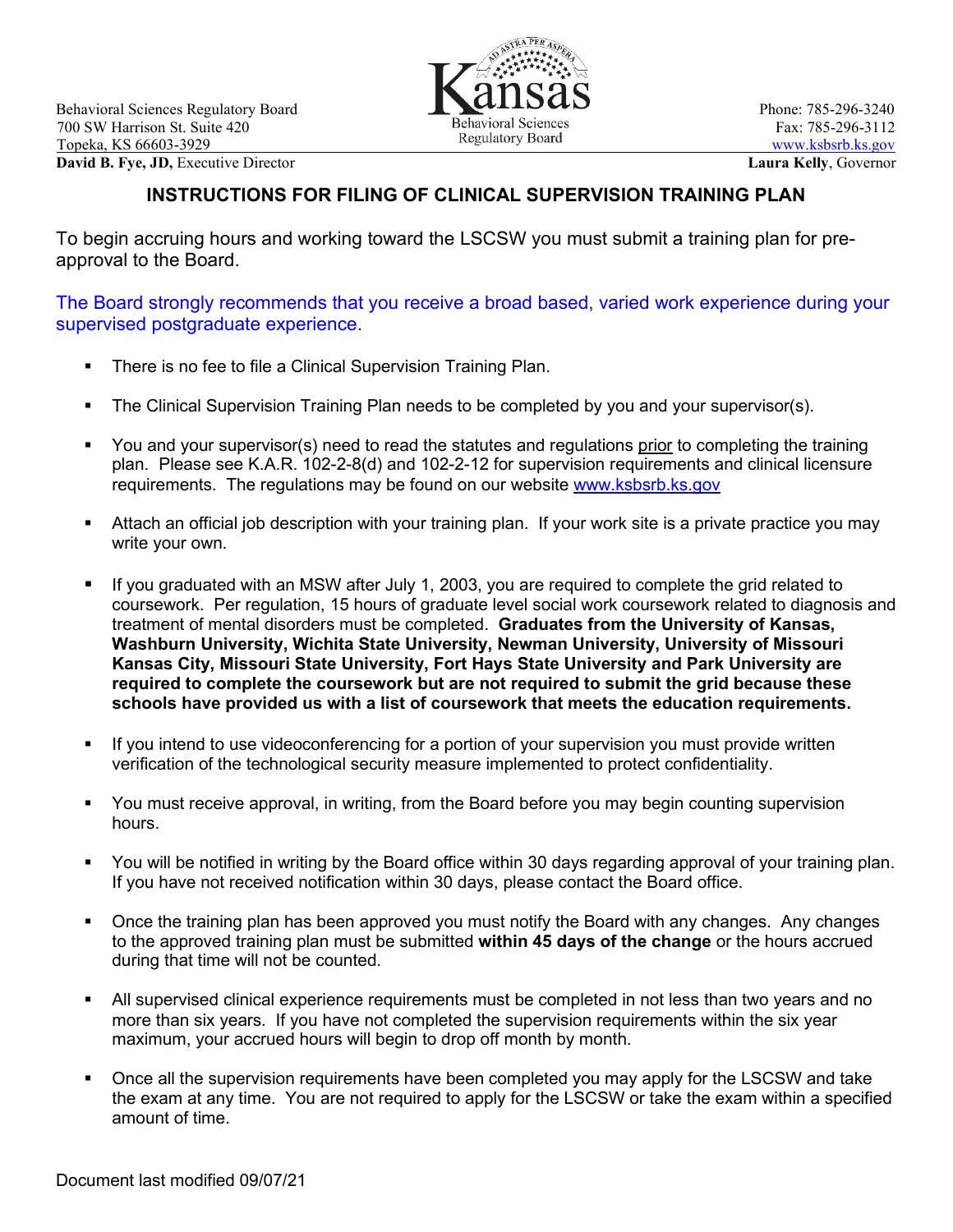Behavioral Sciences Regulatory Board
700 SW Harrison St. Suite 420
Topeka, KS 66603-3929
**David B. Fye, JD,** Executive Director

Kansas Behavioral Sciences Regulatory Board

Phone: 785-296-3240
Fax: 785-296-3112
www.ksbsrb.ks.gov
**Laura Kelly**, Governor

## INSTRUCTIONS FOR FILING OF CLINICAL SUPERVISION TRAINING PLAN

To begin accruing hours and working toward the LSCSW you must submit a training plan for pre-approval to the Board.

The Board strongly recommends that you receive a broad based, varied work experience during your supervised postgraduate experience.

- There is no fee to file a Clinical Supervision Training Plan.
- The Clinical Supervision Training Plan needs to be completed by you and your supervisor(s).
- You and your supervisor(s) need to read the statutes and regulations prior to completing the training plan. Please see K.A.R. 102-2-8(d) and 102-2-12 for supervision requirements and clinical licensure requirements. The regulations may be found on our website www.ksbsrb.ks.gov
- Attach an official job description with your training plan. If your work site is a private practice you may write your own.
- If you graduated with an MSW after July 1, 2003, you are required to complete the grid related to coursework. Per regulation, 15 hours of graduate level social work coursework related to diagnosis and treatment of mental disorders must be completed. **Graduates from the University of Kansas, Washburn University, Wichita State University, Newman University, University of Missouri Kansas City, Missouri State University, Fort Hays State University and Park University are required to complete the coursework but are not required to submit the grid because these schools have provided us with a list of coursework that meets the education requirements.**
- If you intend to use videoconferencing for a portion of your supervision you must provide written verification of the technological security measure implemented to protect confidentiality.
- You must receive approval, in writing, from the Board before you may begin counting supervision hours.
- You will be notified in writing by the Board office within 30 days regarding approval of your training plan. If you have not received notification within 30 days, please contact the Board office.
- Once the training plan has been approved you must notify the Board with any changes. Any changes to the approved training plan must be submitted **within 45 days of the change** or the hours accrued during that time will not be counted.
- All supervised clinical experience requirements must be completed in not less than two years and no more than six years. If you have not completed the supervision requirements within the six year maximum, your accrued hours will begin to drop off month by month.
- Once all the supervision requirements have been completed you may apply for the LSCSW and take the exam at any time. You are not required to apply for the LSCSW or take the exam within a specified amount of time.

Document last modified 09/07/21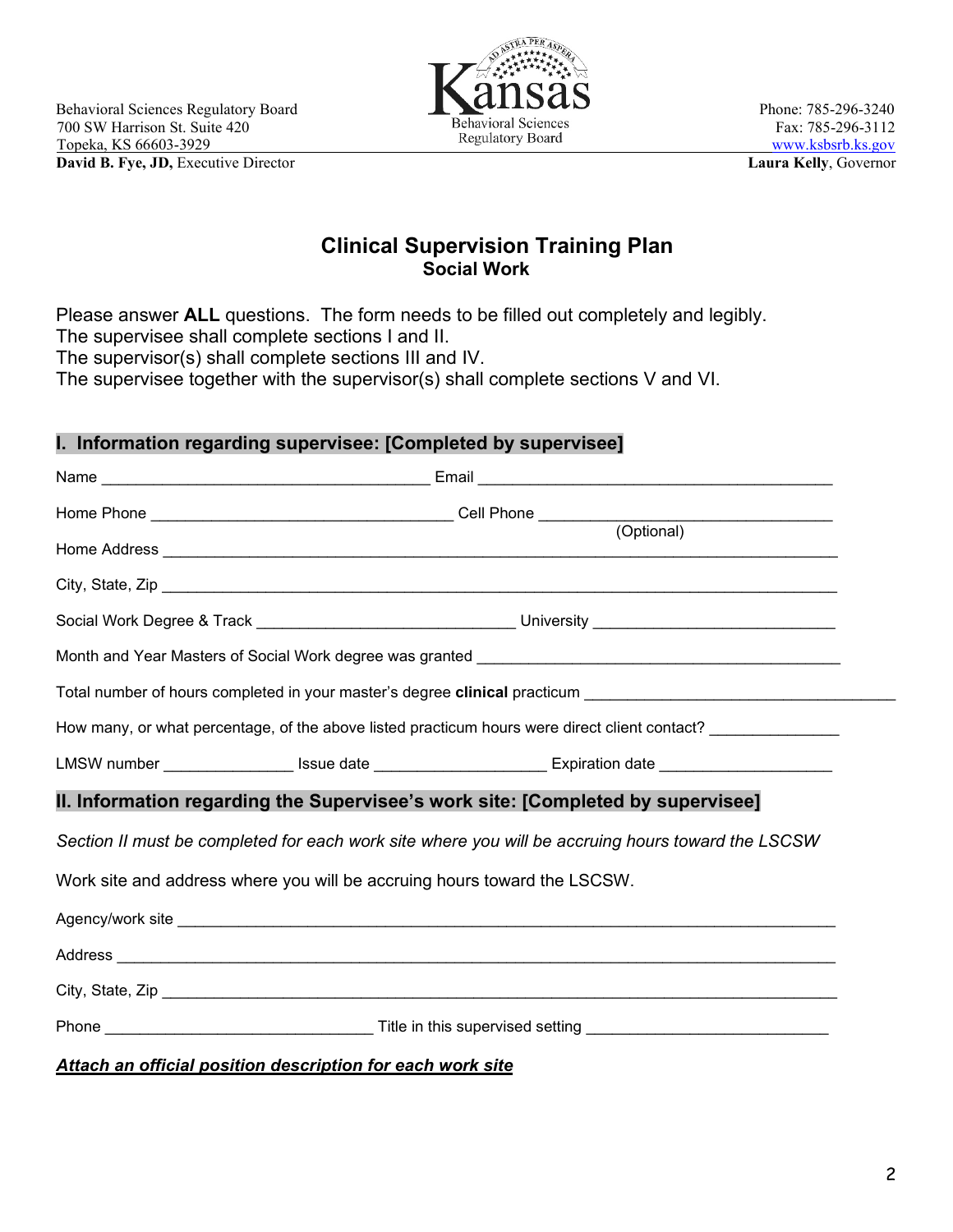Behavioral Sciences Regulatory Board
700 SW Harrison St. Suite 420
Topeka, KS 66603-3929
**David B. Fye, JD,** Executive Director

Kansas
Behavioral Sciences
Regulatory Board

Phone: 785-296-3240
Fax: 785-296-3112
www.ksbsrb.ks.gov
**Laura Kelly**, Governor

# Clinical Supervision Training Plan

## Social Work

Please answer **ALL** questions. The form needs to be filled out completely and legibly.
The supervisee shall complete sections I and II.
The supervisor(s) shall complete sections III and IV.
The supervisee together with the supervisor(s) shall complete sections V and VI.

### I. Information regarding supervisee: [Completed by supervisee]

Name ______________________________________ Email __________________________________________

Home Phone ___________________________________ Cell Phone ___________________________________
(Optional)

Home Address ____________________________________________________________________________

City, State, Zip ___________________________________________________________________________

Social Work Degree & Track ______________________________ University ___________________________

Month and Year Masters of Social Work degree was granted ___________________________________________

Total number of hours completed in your master's degree **clinical** practicum ____________________________________

How many, or what percentage, of the above listed practicum hours were direct client contact? ______________

LMSW number _______________ Issue date ___________________ Expiration date ___________________

### II. Information regarding the Supervisee's work site: [Completed by supervisee]

*Section II must be completed for each work site where you will be accruing hours toward the LSCSW*

Work site and address where you will be accruing hours toward the LSCSW.

Agency/work site _____________________________________________________________________________

Address _____________________________________________________________________________________

City, State, Zip _______________________________________________________________________________

Phone ______________________________ Title in this supervised setting ____________________________

***Attach an official position description for each work site***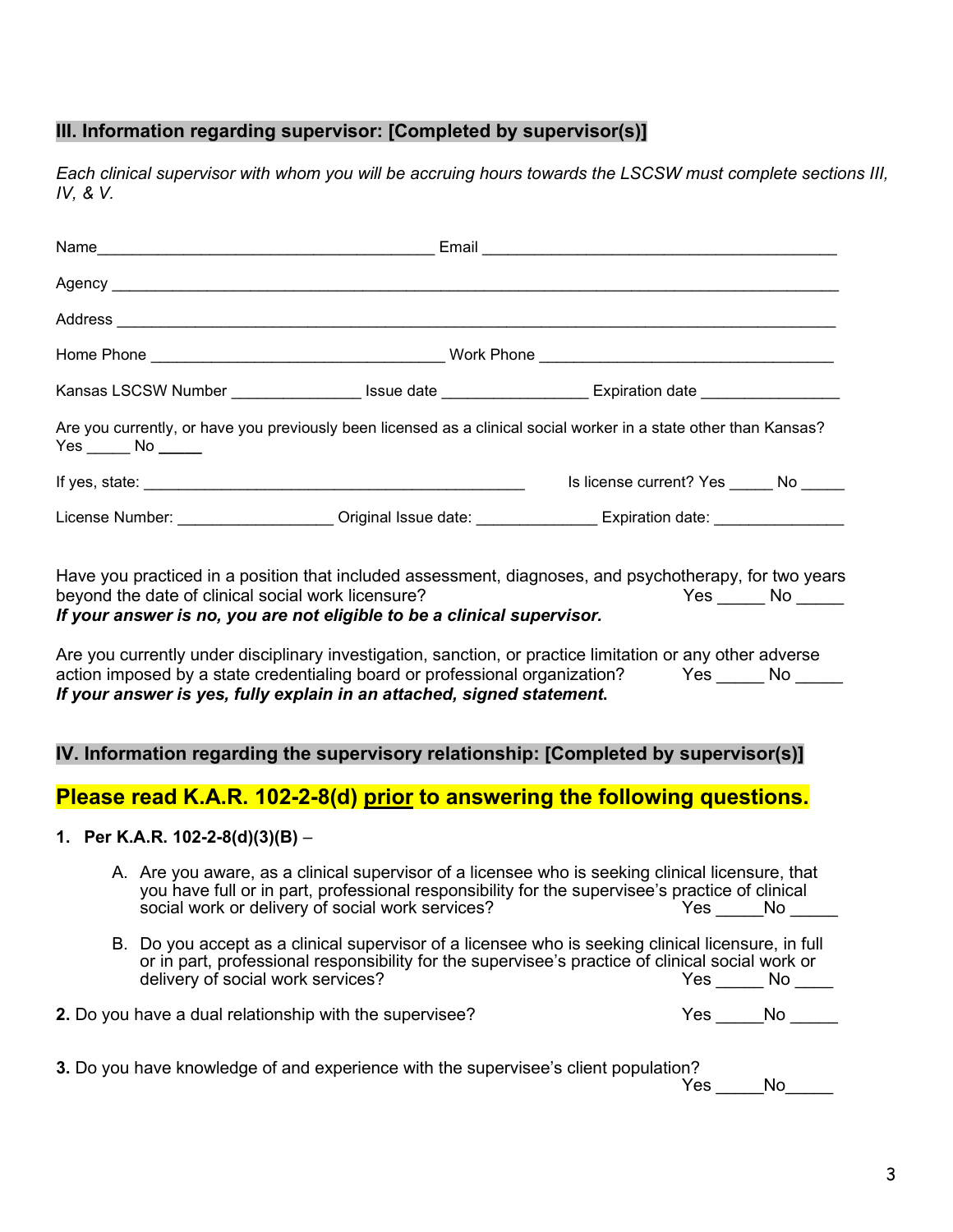## III. Information regarding supervisor: [Completed by supervisor(s)]

*Each clinical supervisor with whom you will be accruing hours towards the LSCSW must complete sections III, IV, & V.*

Name_______________________________________ Email __________________________________________

Agency _____________________________________________________________________________________

Address ____________________________________________________________________________________

Home Phone ___________________________________ Work Phone ___________________________________

Kansas LSCSW Number _______________ Issue date _________________ Expiration date ________________

Are you currently, or have you previously been licensed as a clinical social worker in a state other than Kansas?
Yes _____ No _____

If yes, state: _____________________________________________ Is license current? Yes _____ No _____

License Number: __________________ Original Issue date: ______________ Expiration date: _______________

Have you practiced in a position that included assessment, diagnoses, and psychotherapy, for two years beyond the date of clinical social work licensure? Yes _____ No _____
***If your answer is no, you are not eligible to be a clinical supervisor.***

Are you currently under disciplinary investigation, sanction, or practice limitation or any other adverse action imposed by a state credentialing board or professional organization? Yes _____ No _____
***If your answer is yes, fully explain in an attached, signed statement.***

## IV. Information regarding the supervisory relationship: [Completed by supervisor(s)]

**Please read K.A.R. 102-2-8(d) prior to answering the following questions.**

1. **Per K.A.R. 102-2-8(d)(3)(B)** –

   A. Are you aware, as a clinical supervisor of a licensee who is seeking clinical licensure, that you have full or in part, professional responsibility for the supervisee's practice of clinical social work or delivery of social work services? Yes _____No _____

   B. Do you accept as a clinical supervisor of a licensee who is seeking clinical licensure, in full or in part, professional responsibility for the supervisee's practice of clinical social work or delivery of social work services? Yes _____ No ____

2. Do you have a dual relationship with the supervisee? Yes _____No _____

3. Do you have knowledge of and experience with the supervisee's client population? Yes _____No_____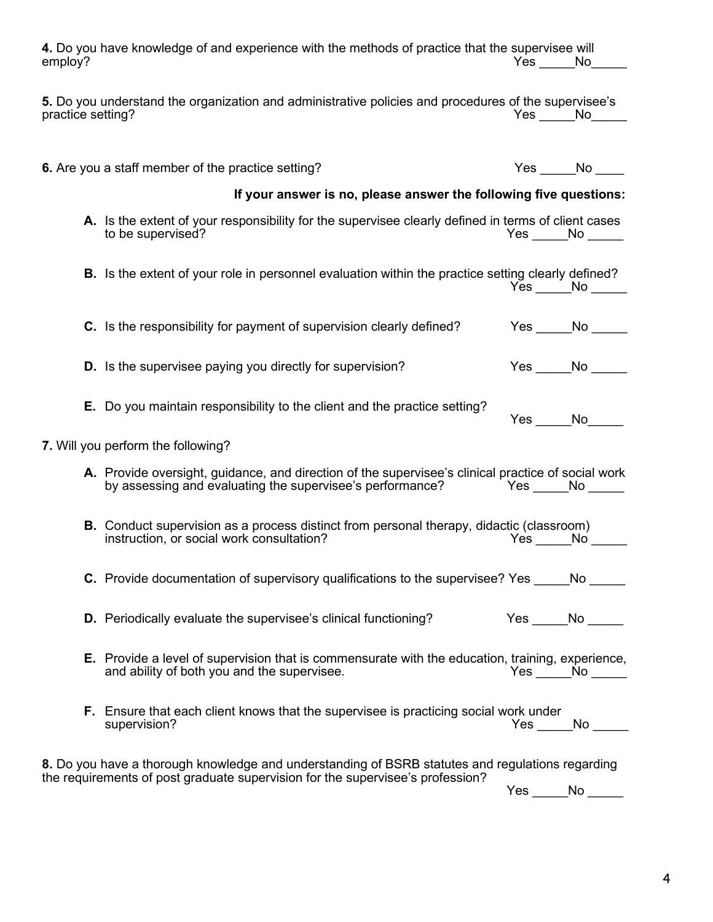**4.** Do you have knowledge of and experience with the methods of practice that the supervisee will employ? Yes _____No_____

**5.** Do you understand the organization and administrative policies and procedures of the supervisee's practice setting? Yes _____No_____

**6.** Are you a staff member of the practice setting? Yes _____No ____

**If your answer is no, please answer the following five questions:**

- **A.** Is the extent of your responsibility for the supervisee clearly defined in terms of client cases to be supervised? Yes _____No _____

- **B.** Is the extent of your role in personnel evaluation within the practice setting clearly defined? Yes _____No _____

- **C.** Is the responsibility for payment of supervision clearly defined? Yes _____No _____

- **D.** Is the supervisee paying you directly for supervision? Yes _____No _____

- **E.** Do you maintain responsibility to the client and the practice setting? Yes _____No_____

**7.** Will you perform the following?

- **A.** Provide oversight, guidance, and direction of the supervisee's clinical practice of social work by assessing and evaluating the supervisee's performance? Yes _____No _____

- **B.** Conduct supervision as a process distinct from personal therapy, didactic (classroom) instruction, or social work consultation? Yes _____No _____

- **C.** Provide documentation of supervisory qualifications to the supervisee? Yes _____No _____

- **D.** Periodically evaluate the supervisee's clinical functioning? Yes _____No _____

- **E.** Provide a level of supervision that is commensurate with the education, training, experience, and ability of both you and the supervisee. Yes _____No _____

- **F.** Ensure that each client knows that the supervisee is practicing social work under supervision? Yes _____No _____

**8.** Do you have a thorough knowledge and understanding of BSRB statutes and regulations regarding the requirements of post graduate supervision for the supervisee's profession? Yes _____No _____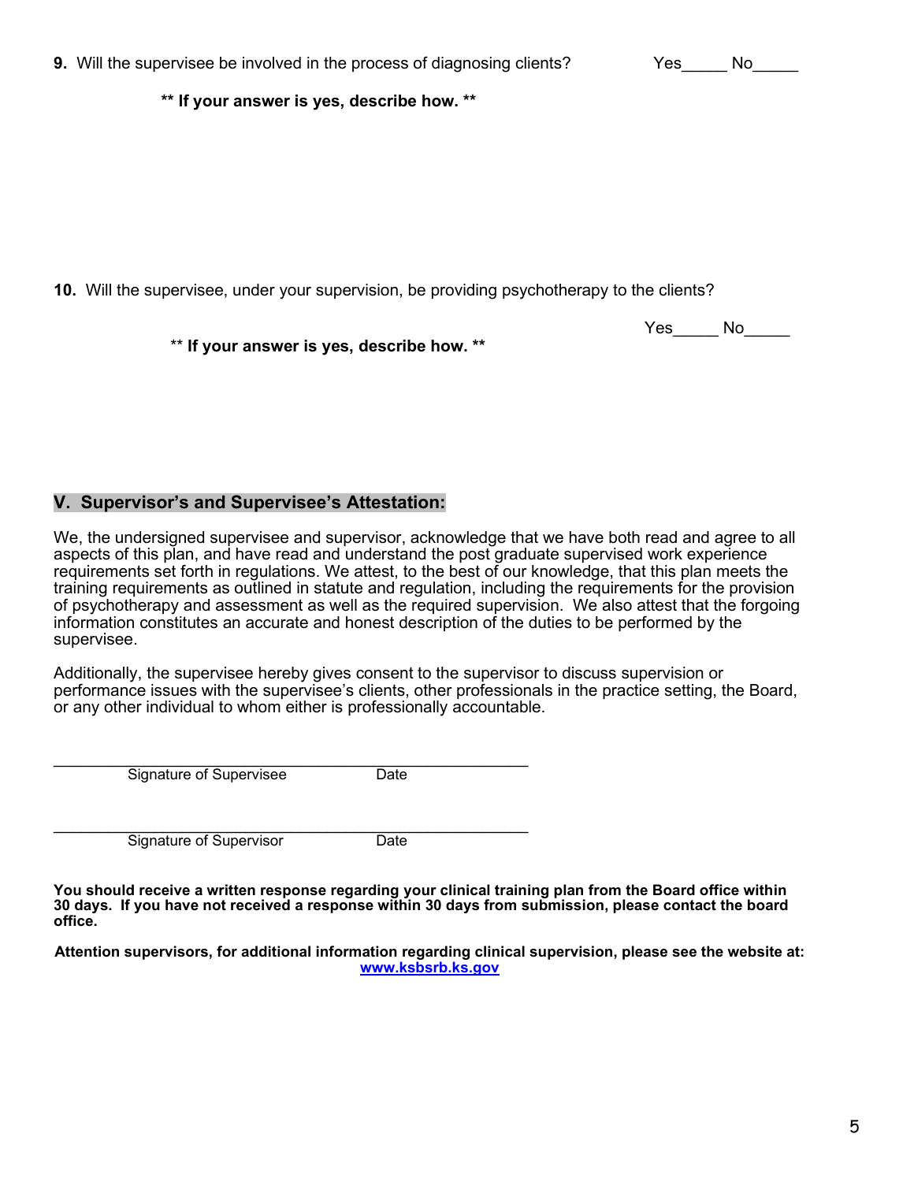**9.** Will the supervisee be involved in the process of diagnosing clients? Yes_____ No_____

**\*\* If your answer is yes, describe how. \*\***

**10.** Will the supervisee, under your supervision, be providing psychotherapy to the clients?

Yes_____ No_____

\*\* **If your answer is yes, describe how. \*\***

## V. Supervisor's and Supervisee's Attestation:

We, the undersigned supervisee and supervisor, acknowledge that we have both read and agree to all aspects of this plan, and have read and understand the post graduate supervised work experience requirements set forth in regulations. We attest, to the best of our knowledge, that this plan meets the training requirements as outlined in statute and regulation, including the requirements for the provision of psychotherapy and assessment as well as the required supervision. We also attest that the forgoing information constitutes an accurate and honest description of the duties to be performed by the supervisee.

Additionally, the supervisee hereby gives consent to the supervisor to discuss supervision or performance issues with the supervisee's clients, other professionals in the practice setting, the Board, or any other individual to whom either is professionally accountable.

\_\_\_\_\_\_\_\_\_\_\_\_\_\_\_\_\_\_\_\_\_\_\_\_\_\_\_\_\_\_\_\_\_\_\_\_\_\_\_\_\_\_\_\_\_\_\_\_\_\_\_\_\_
Signature of Supervisee Date

\_\_\_\_\_\_\_\_\_\_\_\_\_\_\_\_\_\_\_\_\_\_\_\_\_\_\_\_\_\_\_\_\_\_\_\_\_\_\_\_\_\_\_\_\_\_\_\_\_\_\_\_\_
Signature of Supervisor Date

**You should receive a written response regarding your clinical training plan from the Board office within 30 days. If you have not received a response within 30 days from submission, please contact the board office.**

**Attention supervisors, for additional information regarding clinical supervision, please see the website at: www.ksbsrb.ks.gov**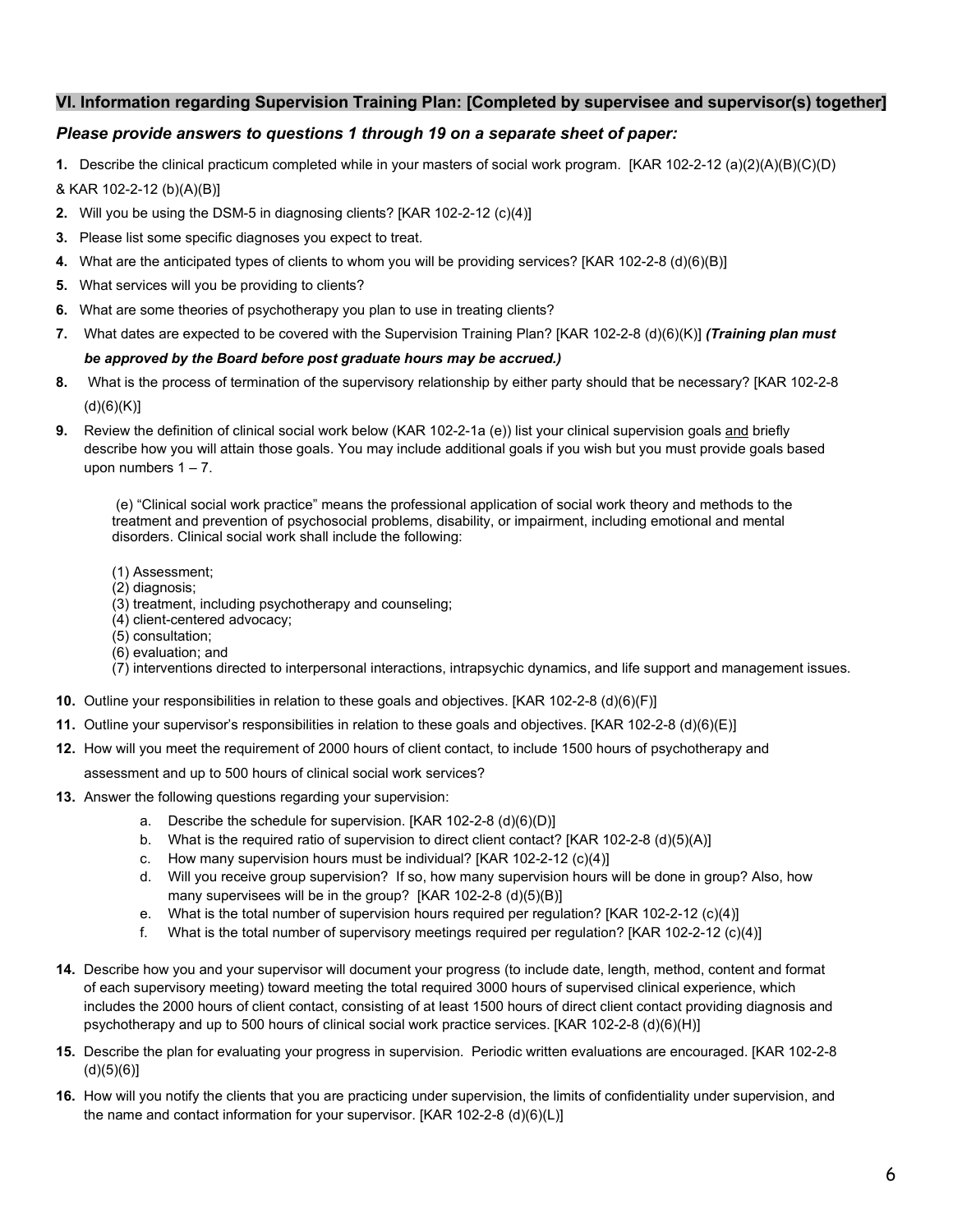## VI. Information regarding Supervision Training Plan: [Completed by supervisee and supervisor(s) together]

***Please provide answers to questions 1 through 19 on a separate sheet of paper:***

1. Describe the clinical practicum completed while in your masters of social work program. [KAR 102-2-12 (a)(2)(A)(B)(C)(D) & KAR 102-2-12 (b)(A)(B)]
2. Will you be using the DSM-5 in diagnosing clients? [KAR 102-2-12 (c)(4)]
3. Please list some specific diagnoses you expect to treat.
4. What are the anticipated types of clients to whom you will be providing services? [KAR 102-2-8 (d)(6)(B)]
5. What services will you be providing to clients?
6. What are some theories of psychotherapy you plan to use in treating clients?
7. What dates are expected to be covered with the Supervision Training Plan? [KAR 102-2-8 (d)(6)(K)] ***(Training plan must be approved by the Board before post graduate hours may be accrued.)***
8. What is the process of termination of the supervisory relationship by either party should that be necessary? [KAR 102-2-8 (d)(6)(K)]
9. Review the definition of clinical social work below (KAR 102-2-1a (e)) list your clinical supervision goals <u>and</u> briefly describe how you will attain those goals. You may include additional goals if you wish but you must provide goals based upon numbers 1 – 7.

   (e) "Clinical social work practice" means the professional application of social work theory and methods to the treatment and prevention of psychosocial problems, disability, or impairment, including emotional and mental disorders. Clinical social work shall include the following:

   (1) Assessment;
   (2) diagnosis;
   (3) treatment, including psychotherapy and counseling;
   (4) client-centered advocacy;
   (5) consultation;
   (6) evaluation; and
   (7) interventions directed to interpersonal interactions, intrapsychic dynamics, and life support and management issues.

10. Outline your responsibilities in relation to these goals and objectives. [KAR 102-2-8 (d)(6)(F)]
11. Outline your supervisor's responsibilities in relation to these goals and objectives. [KAR 102-2-8 (d)(6)(E)]
12. How will you meet the requirement of 2000 hours of client contact, to include 1500 hours of psychotherapy and assessment and up to 500 hours of clinical social work services?
13. Answer the following questions regarding your supervision:
    a. Describe the schedule for supervision. [KAR 102-2-8 (d)(6)(D)]
    b. What is the required ratio of supervision to direct client contact? [KAR 102-2-8 (d)(5)(A)]
    c. How many supervision hours must be individual? [KAR 102-2-12 (c)(4)]
    d. Will you receive group supervision? If so, how many supervision hours will be done in group? Also, how many supervisees will be in the group? [KAR 102-2-8 (d)(5)(B)]
    e. What is the total number of supervision hours required per regulation? [KAR 102-2-12 (c)(4)]
    f. What is the total number of supervisory meetings required per regulation? [KAR 102-2-12 (c)(4)]
14. Describe how you and your supervisor will document your progress (to include date, length, method, content and format of each supervisory meeting) toward meeting the total required 3000 hours of supervised clinical experience, which includes the 2000 hours of client contact, consisting of at least 1500 hours of direct client contact providing diagnosis and psychotherapy and up to 500 hours of clinical social work practice services. [KAR 102-2-8 (d)(6)(H)]
15. Describe the plan for evaluating your progress in supervision. Periodic written evaluations are encouraged. [KAR 102-2-8 (d)(5)(6)]
16. How will you notify the clients that you are practicing under supervision, the limits of confidentiality under supervision, and the name and contact information for your supervisor. [KAR 102-2-8 (d)(6)(L)]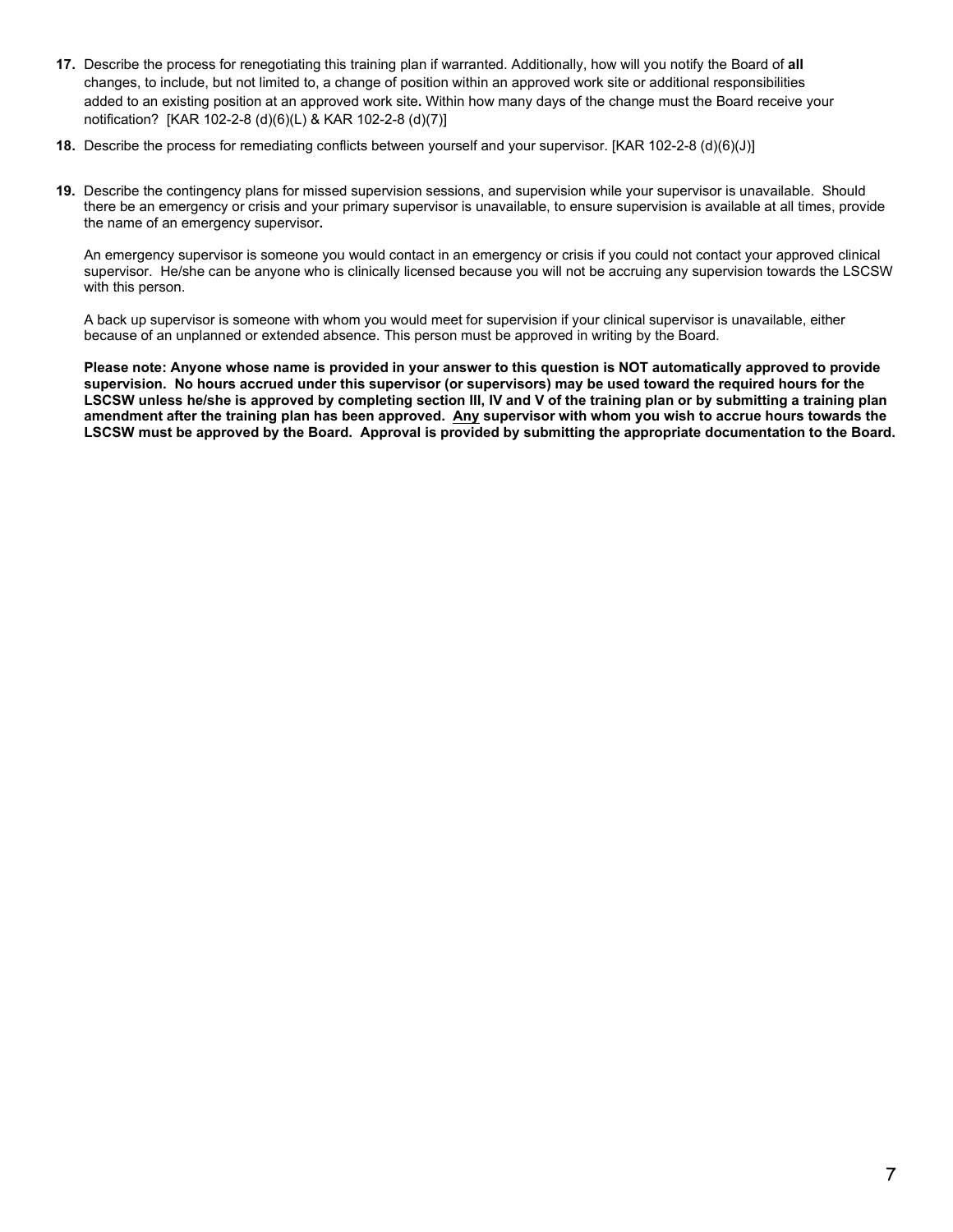**17.** Describe the process for renegotiating this training plan if warranted. Additionally, how will you notify the Board of **all** changes, to include, but not limited to, a change of position within an approved work site or additional responsibilities added to an existing position at an approved work site**.** Within how many days of the change must the Board receive your notification? [KAR 102-2-8 (d)(6)(L) & KAR 102-2-8 (d)(7)]

**18.** Describe the process for remediating conflicts between yourself and your supervisor. [KAR 102-2-8 (d)(6)(J)]

**19.** Describe the contingency plans for missed supervision sessions, and supervision while your supervisor is unavailable. Should there be an emergency or crisis and your primary supervisor is unavailable, to ensure supervision is available at all times, provide the name of an emergency supervisor**.**

An emergency supervisor is someone you would contact in an emergency or crisis if you could not contact your approved clinical supervisor. He/she can be anyone who is clinically licensed because you will not be accruing any supervision towards the LSCSW with this person.

A back up supervisor is someone with whom you would meet for supervision if your clinical supervisor is unavailable, either because of an unplanned or extended absence. This person must be approved in writing by the Board.

**Please note: Anyone whose name is provided in your answer to this question is NOT automatically approved to provide supervision. No hours accrued under this supervisor (or supervisors) may be used toward the required hours for the LSCSW unless he/she is approved by completing section III, IV and V of the training plan or by submitting a training plan amendment after the training plan has been approved. <u>Any</u> supervisor with whom you wish to accrue hours towards the LSCSW must be approved by the Board. Approval is provided by submitting the appropriate documentation to the Board.**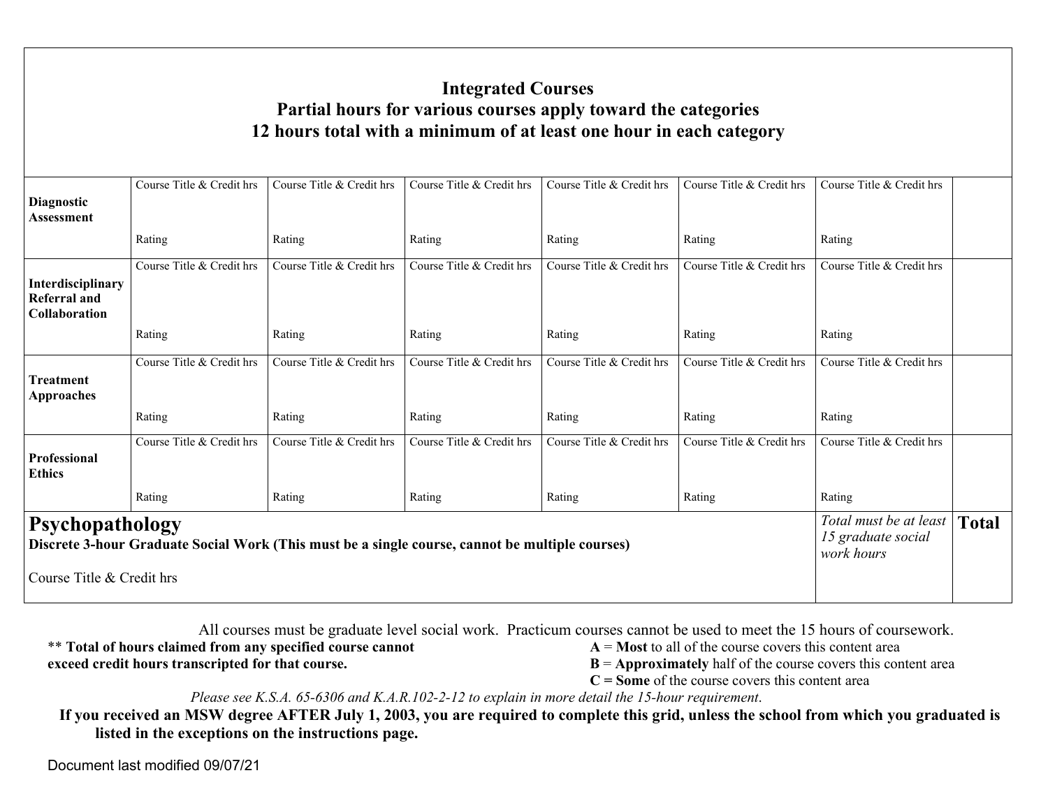**Integrated Courses**
**Partial hours for various courses apply toward the categories**
**12 hours total with a minimum of at least one hour in each category**

| | | | | | | | |
|---|---|---|---|---|---|---|---|
| **Diagnostic Assessment** | Course Title & Credit hrs<br><br>Rating | Course Title & Credit hrs<br><br>Rating | Course Title & Credit hrs<br><br>Rating | Course Title & Credit hrs<br><br>Rating | Course Title & Credit hrs<br><br>Rating | Course Title & Credit hrs<br><br>Rating | |
| **Interdisciplinary Referral and Collaboration** | Course Title & Credit hrs<br><br>Rating | Course Title & Credit hrs<br><br>Rating | Course Title & Credit hrs<br><br>Rating | Course Title & Credit hrs<br><br>Rating | Course Title & Credit hrs<br><br>Rating | Course Title & Credit hrs<br><br>Rating | |
| **Treatment Approaches** | Course Title & Credit hrs<br><br>Rating | Course Title & Credit hrs<br><br>Rating | Course Title & Credit hrs<br><br>Rating | Course Title & Credit hrs<br><br>Rating | Course Title & Credit hrs<br><br>Rating | Course Title & Credit hrs<br><br>Rating | |
| **Professional Ethics** | Course Title & Credit hrs<br><br>Rating | Course Title & Credit hrs<br><br>Rating | Course Title & Credit hrs<br><br>Rating | Course Title & Credit hrs<br><br>Rating | Course Title & Credit hrs<br><br>Rating | Course Title & Credit hrs<br><br>Rating | |
| **Psychopathology**<br>**Discrete 3-hour Graduate Social Work (This must be a single course, cannot be multiple courses)**<br><br>Course Title & Credit hrs | | | | | | *Total must be at least 15 graduate social work hours* | **Total** |

All courses must be graduate level social work. Practicum courses cannot be used to meet the 15 hours of coursework.

** **Total of hours claimed from any specified course cannot exceed credit hours transcripted for that course.**

**A** = **Most** to all of the course covers this content area
**B** = **Approximately** half of the course covers this content area
**C = Some** of the course covers this content area

*Please see K.S.A. 65-6306 and K.A.R.102-2-12 to explain in more detail the 15-hour requirement.*

**If you received an MSW degree AFTER July 1, 2003, you are required to complete this grid, unless the school from which you graduated is listed in the exceptions on the instructions page.**

Document last modified 09/07/21